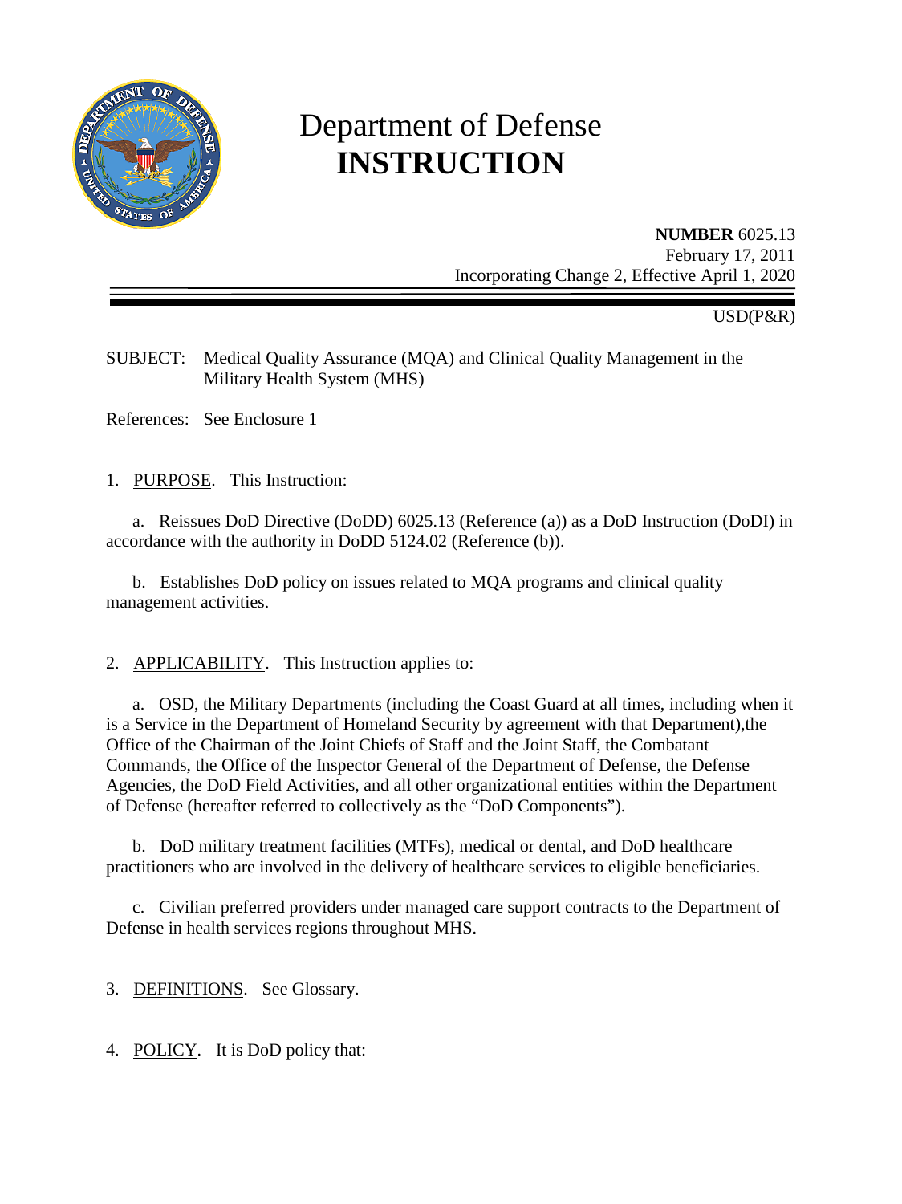# Department of Defense
# **INSTRUCTION**

**NUMBER** 6025.13
February 17, 2011
Incorporating Change 2, Effective April 1, 2020

USD(P&R)

SUBJECT: Medical Quality Assurance (MQA) and Clinical Quality Management in the Military Health System (MHS)

References: See Enclosure 1

1. PURPOSE. This Instruction:

   a. Reissues DoD Directive (DoDD) 6025.13 (Reference (a)) as a DoD Instruction (DoDI) in accordance with the authority in DoDD 5124.02 (Reference (b)).

   b. Establishes DoD policy on issues related to MQA programs and clinical quality management activities.

2. APPLICABILITY. This Instruction applies to:

   a. OSD, the Military Departments (including the Coast Guard at all times, including when it is a Service in the Department of Homeland Security by agreement with that Department),the Office of the Chairman of the Joint Chiefs of Staff and the Joint Staff, the Combatant Commands, the Office of the Inspector General of the Department of Defense, the Defense Agencies, the DoD Field Activities, and all other organizational entities within the Department of Defense (hereafter referred to collectively as the "DoD Components").

   b. DoD military treatment facilities (MTFs), medical or dental, and DoD healthcare practitioners who are involved in the delivery of healthcare services to eligible beneficiaries.

   c. Civilian preferred providers under managed care support contracts to the Department of Defense in health services regions throughout MHS.

3. DEFINITIONS. See Glossary.

4. POLICY. It is DoD policy that: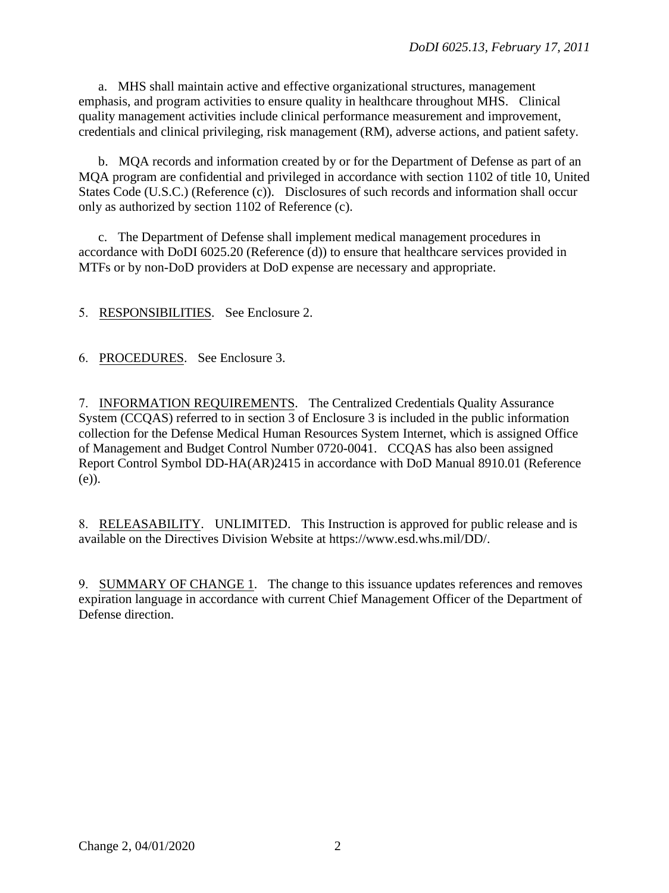a. MHS shall maintain active and effective organizational structures, management emphasis, and program activities to ensure quality in healthcare throughout MHS. Clinical quality management activities include clinical performance measurement and improvement, credentials and clinical privileging, risk management (RM), adverse actions, and patient safety.

b. MQA records and information created by or for the Department of Defense as part of an MQA program are confidential and privileged in accordance with section 1102 of title 10, United States Code (U.S.C.) (Reference (c)). Disclosures of such records and information shall occur only as authorized by section 1102 of Reference (c).

c. The Department of Defense shall implement medical management procedures in accordance with DoDI 6025.20 (Reference (d)) to ensure that healthcare services provided in MTFs or by non-DoD providers at DoD expense are necessary and appropriate.

5. RESPONSIBILITIES. See Enclosure 2.

6. PROCEDURES. See Enclosure 3.

7. INFORMATION REQUIREMENTS. The Centralized Credentials Quality Assurance System (CCQAS) referred to in section 3 of Enclosure 3 is included in the public information collection for the Defense Medical Human Resources System Internet, which is assigned Office of Management and Budget Control Number 0720-0041. CCQAS has also been assigned Report Control Symbol DD-HA(AR)2415 in accordance with DoD Manual 8910.01 (Reference (e)).

8. RELEASABILITY. UNLIMITED. This Instruction is approved for public release and is available on the Directives Division Website at https://www.esd.whs.mil/DD/.

9. SUMMARY OF CHANGE 1. The change to this issuance updates references and removes expiration language in accordance with current Chief Management Officer of the Department of Defense direction.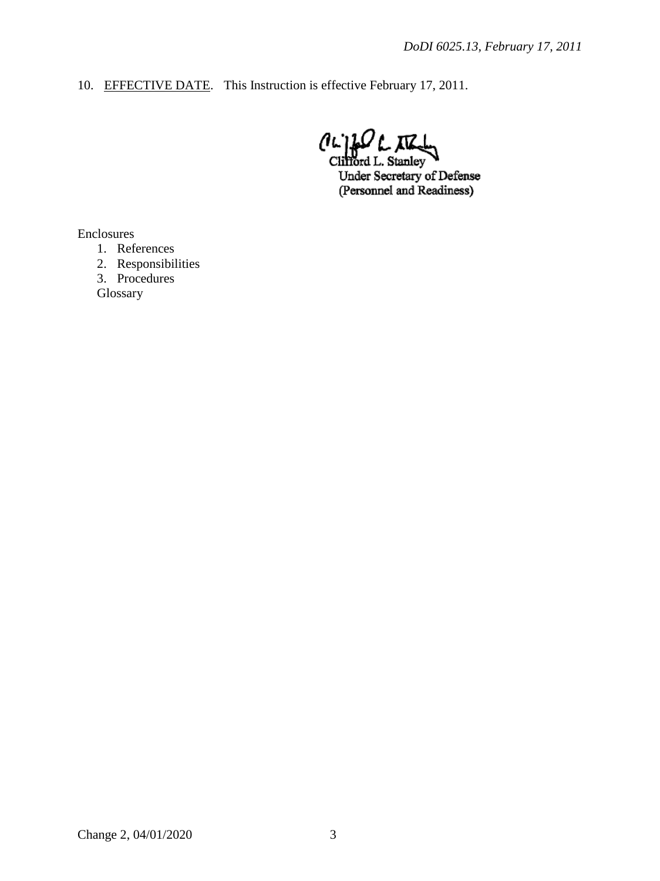10. EFFECTIVE DATE. This Instruction is effective February 17, 2011.

Clifford L. Stanley
Under Secretary of Defense
(Personnel and Readiness)

Enclosures

1. References
2. Responsibilities
3. Procedures

Glossary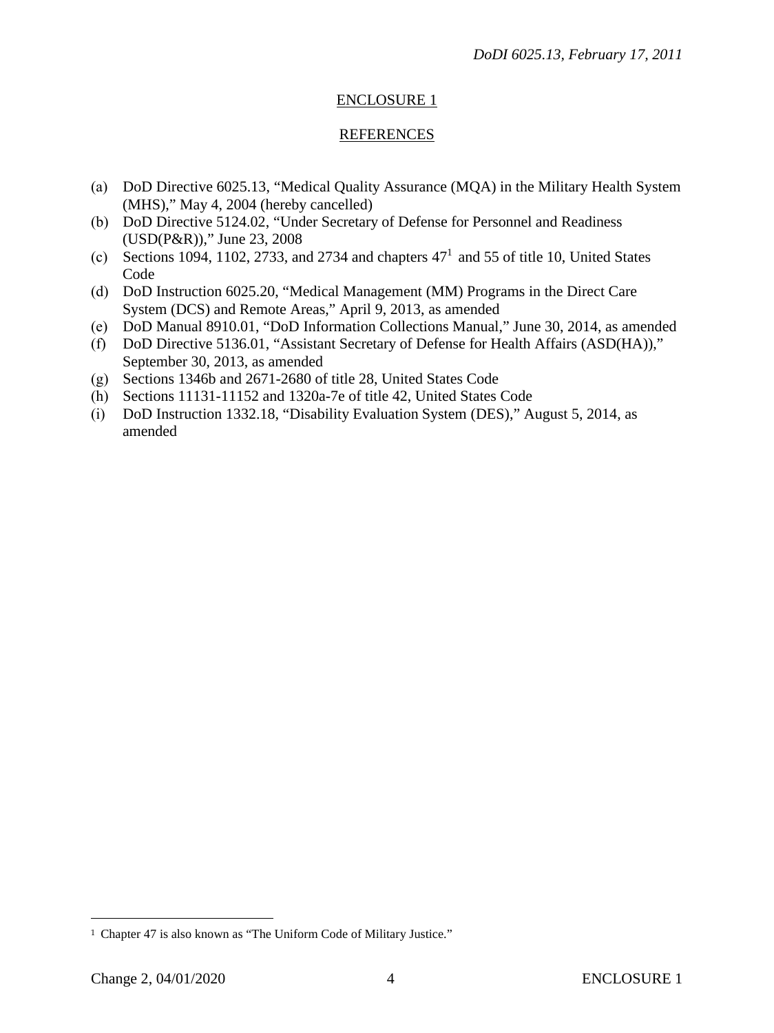## ENCLOSURE 1

## REFERENCES

(a) DoD Directive 6025.13, "Medical Quality Assurance (MQA) in the Military Health System (MHS)," May 4, 2004 (hereby cancelled)
(b) DoD Directive 5124.02, "Under Secretary of Defense for Personnel and Readiness (USD(P&R))," June 23, 2008
(c) Sections 1094, 1102, 2733, and 2734 and chapters 47[1] and 55 of title 10, United States Code
(d) DoD Instruction 6025.20, "Medical Management (MM) Programs in the Direct Care System (DCS) and Remote Areas," April 9, 2013, as amended
(e) DoD Manual 8910.01, "DoD Information Collections Manual," June 30, 2014, as amended
(f) DoD Directive 5136.01, "Assistant Secretary of Defense for Health Affairs (ASD(HA))," September 30, 2013, as amended
(g) Sections 1346b and 2671-2680 of title 28, United States Code
(h) Sections 11131-11152 and 1320a-7e of title 42, United States Code
(i) DoD Instruction 1332.18, "Disability Evaluation System (DES)," August 5, 2014, as amended

---

[1] Chapter 47 is also known as "The Uniform Code of Military Justice."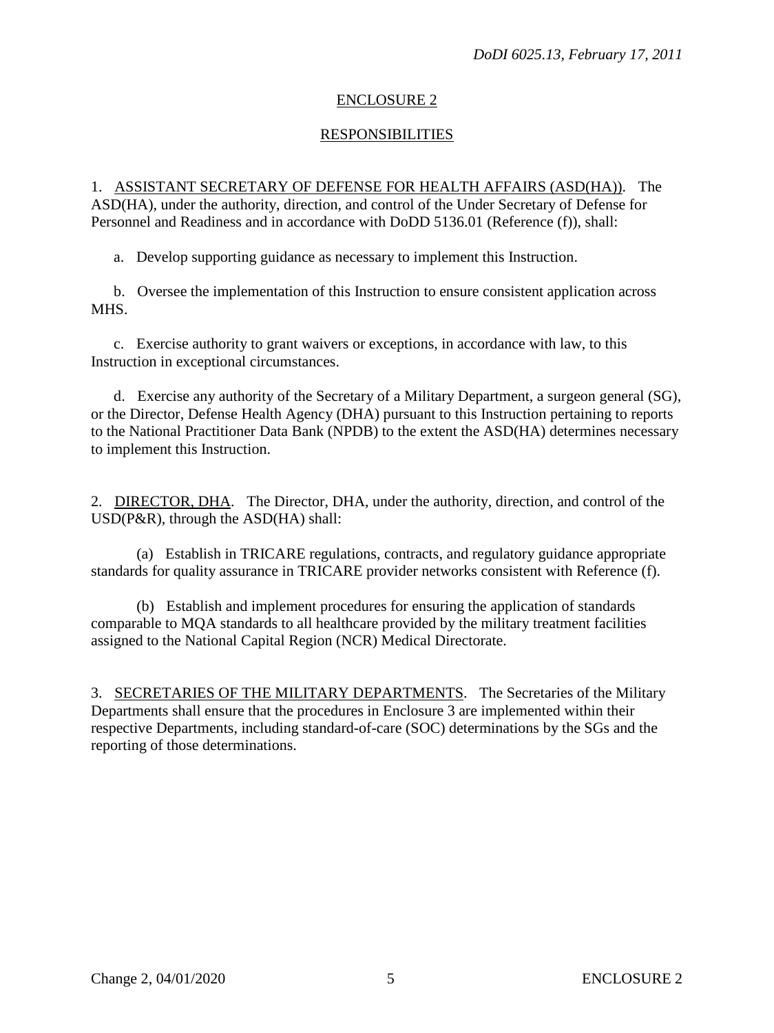## ENCLOSURE 2

## RESPONSIBILITIES

1. ASSISTANT SECRETARY OF DEFENSE FOR HEALTH AFFAIRS (ASD(HA)). The ASD(HA), under the authority, direction, and control of the Under Secretary of Defense for Personnel and Readiness and in accordance with DoDD 5136.01 (Reference (f)), shall:

a. Develop supporting guidance as necessary to implement this Instruction.

b. Oversee the implementation of this Instruction to ensure consistent application across MHS.

c. Exercise authority to grant waivers or exceptions, in accordance with law, to this Instruction in exceptional circumstances.

d. Exercise any authority of the Secretary of a Military Department, a surgeon general (SG), or the Director, Defense Health Agency (DHA) pursuant to this Instruction pertaining to reports to the National Practitioner Data Bank (NPDB) to the extent the ASD(HA) determines necessary to implement this Instruction.

2. DIRECTOR, DHA. The Director, DHA, under the authority, direction, and control of the USD(P&R), through the ASD(HA) shall:

(a) Establish in TRICARE regulations, contracts, and regulatory guidance appropriate standards for quality assurance in TRICARE provider networks consistent with Reference (f).

(b) Establish and implement procedures for ensuring the application of standards comparable to MQA standards to all healthcare provided by the military treatment facilities assigned to the National Capital Region (NCR) Medical Directorate.

3. SECRETARIES OF THE MILITARY DEPARTMENTS. The Secretaries of the Military Departments shall ensure that the procedures in Enclosure 3 are implemented within their respective Departments, including standard-of-care (SOC) determinations by the SGs and the reporting of those determinations.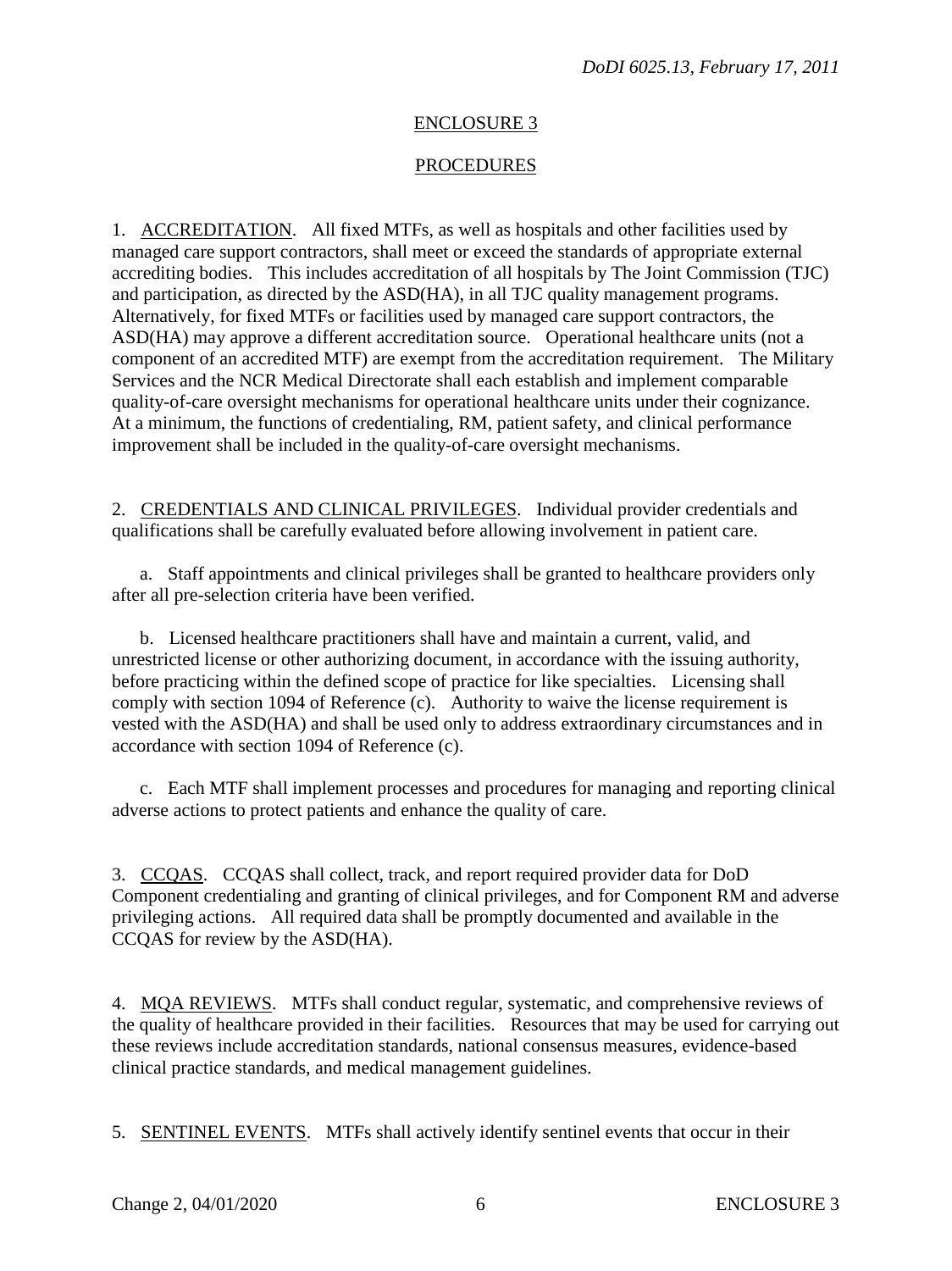## ENCLOSURE 3

## PROCEDURES

1. ACCREDITATION. All fixed MTFs, as well as hospitals and other facilities used by managed care support contractors, shall meet or exceed the standards of appropriate external accrediting bodies. This includes accreditation of all hospitals by The Joint Commission (TJC) and participation, as directed by the ASD(HA), in all TJC quality management programs. Alternatively, for fixed MTFs or facilities used by managed care support contractors, the ASD(HA) may approve a different accreditation source. Operational healthcare units (not a component of an accredited MTF) are exempt from the accreditation requirement. The Military Services and the NCR Medical Directorate shall each establish and implement comparable quality-of-care oversight mechanisms for operational healthcare units under their cognizance. At a minimum, the functions of credentialing, RM, patient safety, and clinical performance improvement shall be included in the quality-of-care oversight mechanisms.

2. CREDENTIALS AND CLINICAL PRIVILEGES. Individual provider credentials and qualifications shall be carefully evaluated before allowing involvement in patient care.

a. Staff appointments and clinical privileges shall be granted to healthcare providers only after all pre-selection criteria have been verified.

b. Licensed healthcare practitioners shall have and maintain a current, valid, and unrestricted license or other authorizing document, in accordance with the issuing authority, before practicing within the defined scope of practice for like specialties. Licensing shall comply with section 1094 of Reference (c). Authority to waive the license requirement is vested with the ASD(HA) and shall be used only to address extraordinary circumstances and in accordance with section 1094 of Reference (c).

c. Each MTF shall implement processes and procedures for managing and reporting clinical adverse actions to protect patients and enhance the quality of care.

3. CCQAS. CCQAS shall collect, track, and report required provider data for DoD Component credentialing and granting of clinical privileges, and for Component RM and adverse privileging actions. All required data shall be promptly documented and available in the CCQAS for review by the ASD(HA).

4. MQA REVIEWS. MTFs shall conduct regular, systematic, and comprehensive reviews of the quality of healthcare provided in their facilities. Resources that may be used for carrying out these reviews include accreditation standards, national consensus measures, evidence-based clinical practice standards, and medical management guidelines.

5. SENTINEL EVENTS. MTFs shall actively identify sentinel events that occur in their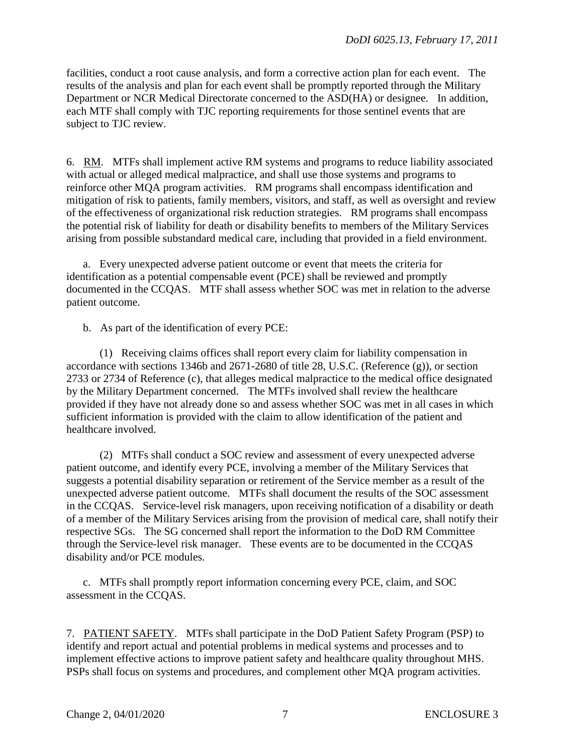facilities, conduct a root cause analysis, and form a corrective action plan for each event. The results of the analysis and plan for each event shall be promptly reported through the Military Department or NCR Medical Directorate concerned to the ASD(HA) or designee. In addition, each MTF shall comply with TJC reporting requirements for those sentinel events that are subject to TJC review.

6. RM. MTFs shall implement active RM systems and programs to reduce liability associated with actual or alleged medical malpractice, and shall use those systems and programs to reinforce other MQA program activities. RM programs shall encompass identification and mitigation of risk to patients, family members, visitors, and staff, as well as oversight and review of the effectiveness of organizational risk reduction strategies. RM programs shall encompass the potential risk of liability for death or disability benefits to members of the Military Services arising from possible substandard medical care, including that provided in a field environment.

a. Every unexpected adverse patient outcome or event that meets the criteria for identification as a potential compensable event (PCE) shall be reviewed and promptly documented in the CCQAS. MTF shall assess whether SOC was met in relation to the adverse patient outcome.

b. As part of the identification of every PCE:

(1) Receiving claims offices shall report every claim for liability compensation in accordance with sections 1346b and 2671-2680 of title 28, U.S.C. (Reference (g)), or section 2733 or 2734 of Reference (c), that alleges medical malpractice to the medical office designated by the Military Department concerned. The MTFs involved shall review the healthcare provided if they have not already done so and assess whether SOC was met in all cases in which sufficient information is provided with the claim to allow identification of the patient and healthcare involved.

(2) MTFs shall conduct a SOC review and assessment of every unexpected adverse patient outcome, and identify every PCE, involving a member of the Military Services that suggests a potential disability separation or retirement of the Service member as a result of the unexpected adverse patient outcome. MTFs shall document the results of the SOC assessment in the CCQAS. Service-level risk managers, upon receiving notification of a disability or death of a member of the Military Services arising from the provision of medical care, shall notify their respective SGs. The SG concerned shall report the information to the DoD RM Committee through the Service-level risk manager. These events are to be documented in the CCQAS disability and/or PCE modules.

c. MTFs shall promptly report information concerning every PCE, claim, and SOC assessment in the CCQAS.

7. PATIENT SAFETY. MTFs shall participate in the DoD Patient Safety Program (PSP) to identify and report actual and potential problems in medical systems and processes and to implement effective actions to improve patient safety and healthcare quality throughout MHS. PSPs shall focus on systems and procedures, and complement other MQA program activities.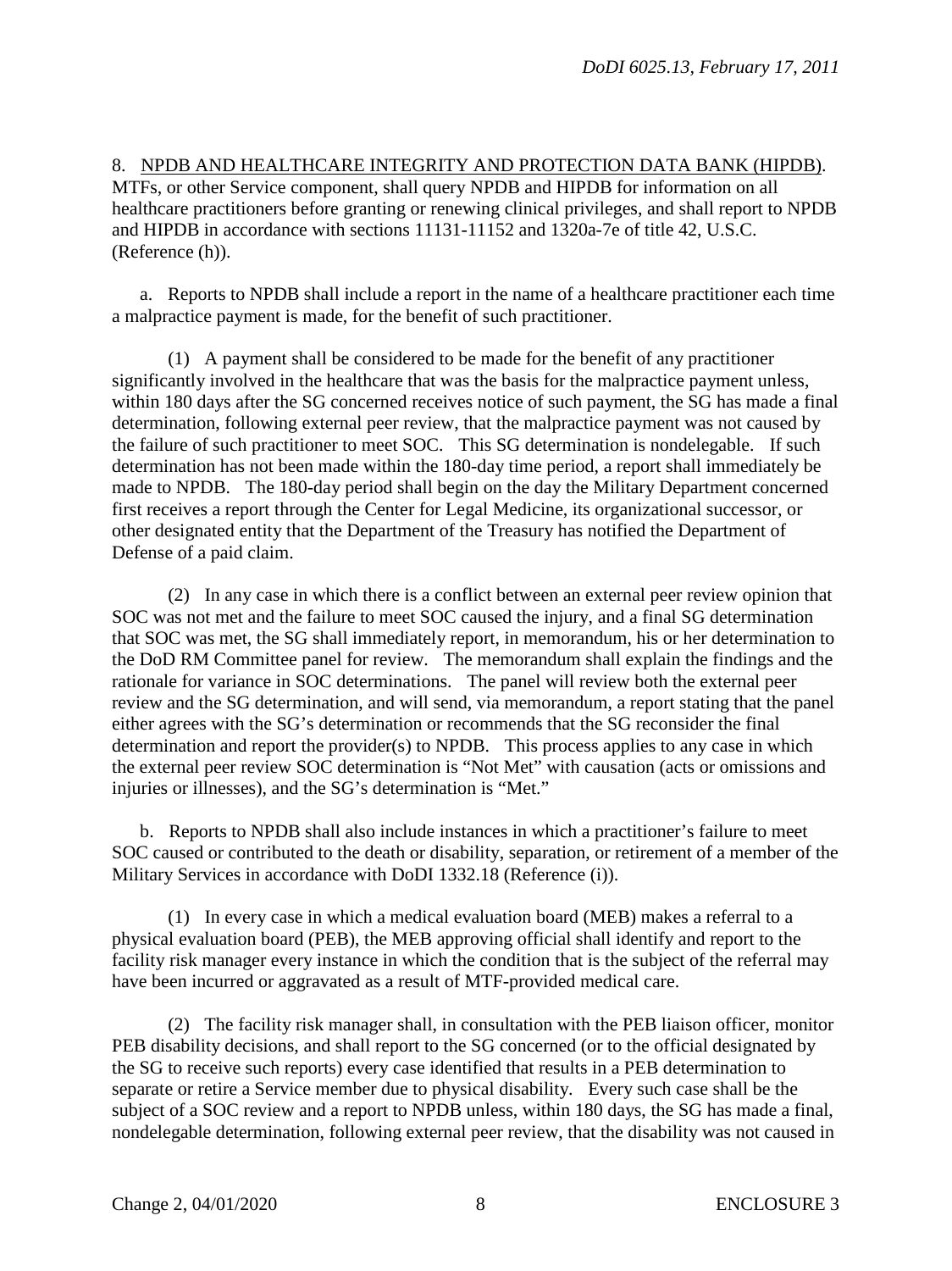8. NPDB AND HEALTHCARE INTEGRITY AND PROTECTION DATA BANK (HIPDB). MTFs, or other Service component, shall query NPDB and HIPDB for information on all healthcare practitioners before granting or renewing clinical privileges, and shall report to NPDB and HIPDB in accordance with sections 11131-11152 and 1320a-7e of title 42, U.S.C. (Reference (h)).

a. Reports to NPDB shall include a report in the name of a healthcare practitioner each time a malpractice payment is made, for the benefit of such practitioner.

(1) A payment shall be considered to be made for the benefit of any practitioner significantly involved in the healthcare that was the basis for the malpractice payment unless, within 180 days after the SG concerned receives notice of such payment, the SG has made a final determination, following external peer review, that the malpractice payment was not caused by the failure of such practitioner to meet SOC. This SG determination is nondelegable. If such determination has not been made within the 180-day time period, a report shall immediately be made to NPDB. The 180-day period shall begin on the day the Military Department concerned first receives a report through the Center for Legal Medicine, its organizational successor, or other designated entity that the Department of the Treasury has notified the Department of Defense of a paid claim.

(2) In any case in which there is a conflict between an external peer review opinion that SOC was not met and the failure to meet SOC caused the injury, and a final SG determination that SOC was met, the SG shall immediately report, in memorandum, his or her determination to the DoD RM Committee panel for review. The memorandum shall explain the findings and the rationale for variance in SOC determinations. The panel will review both the external peer review and the SG determination, and will send, via memorandum, a report stating that the panel either agrees with the SG's determination or recommends that the SG reconsider the final determination and report the provider(s) to NPDB. This process applies to any case in which the external peer review SOC determination is "Not Met" with causation (acts or omissions and injuries or illnesses), and the SG's determination is "Met."

b. Reports to NPDB shall also include instances in which a practitioner's failure to meet SOC caused or contributed to the death or disability, separation, or retirement of a member of the Military Services in accordance with DoDI 1332.18 (Reference (i)).

(1) In every case in which a medical evaluation board (MEB) makes a referral to a physical evaluation board (PEB), the MEB approving official shall identify and report to the facility risk manager every instance in which the condition that is the subject of the referral may have been incurred or aggravated as a result of MTF-provided medical care.

(2) The facility risk manager shall, in consultation with the PEB liaison officer, monitor PEB disability decisions, and shall report to the SG concerned (or to the official designated by the SG to receive such reports) every case identified that results in a PEB determination to separate or retire a Service member due to physical disability. Every such case shall be the subject of a SOC review and a report to NPDB unless, within 180 days, the SG has made a final, nondelegable determination, following external peer review, that the disability was not caused in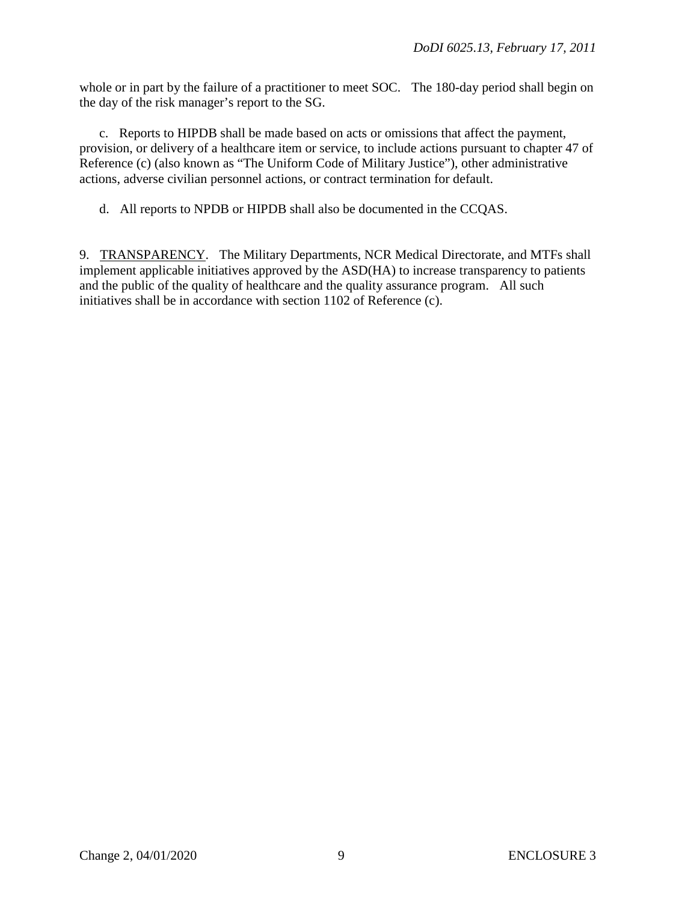whole or in part by the failure of a practitioner to meet SOC. The 180-day period shall begin on the day of the risk manager's report to the SG.

c. Reports to HIPDB shall be made based on acts or omissions that affect the payment, provision, or delivery of a healthcare item or service, to include actions pursuant to chapter 47 of Reference (c) (also known as "The Uniform Code of Military Justice"), other administrative actions, adverse civilian personnel actions, or contract termination for default.

d. All reports to NPDB or HIPDB shall also be documented in the CCQAS.

9. TRANSPARENCY. The Military Departments, NCR Medical Directorate, and MTFs shall implement applicable initiatives approved by the ASD(HA) to increase transparency to patients and the public of the quality of healthcare and the quality assurance program. All such initiatives shall be in accordance with section 1102 of Reference (c).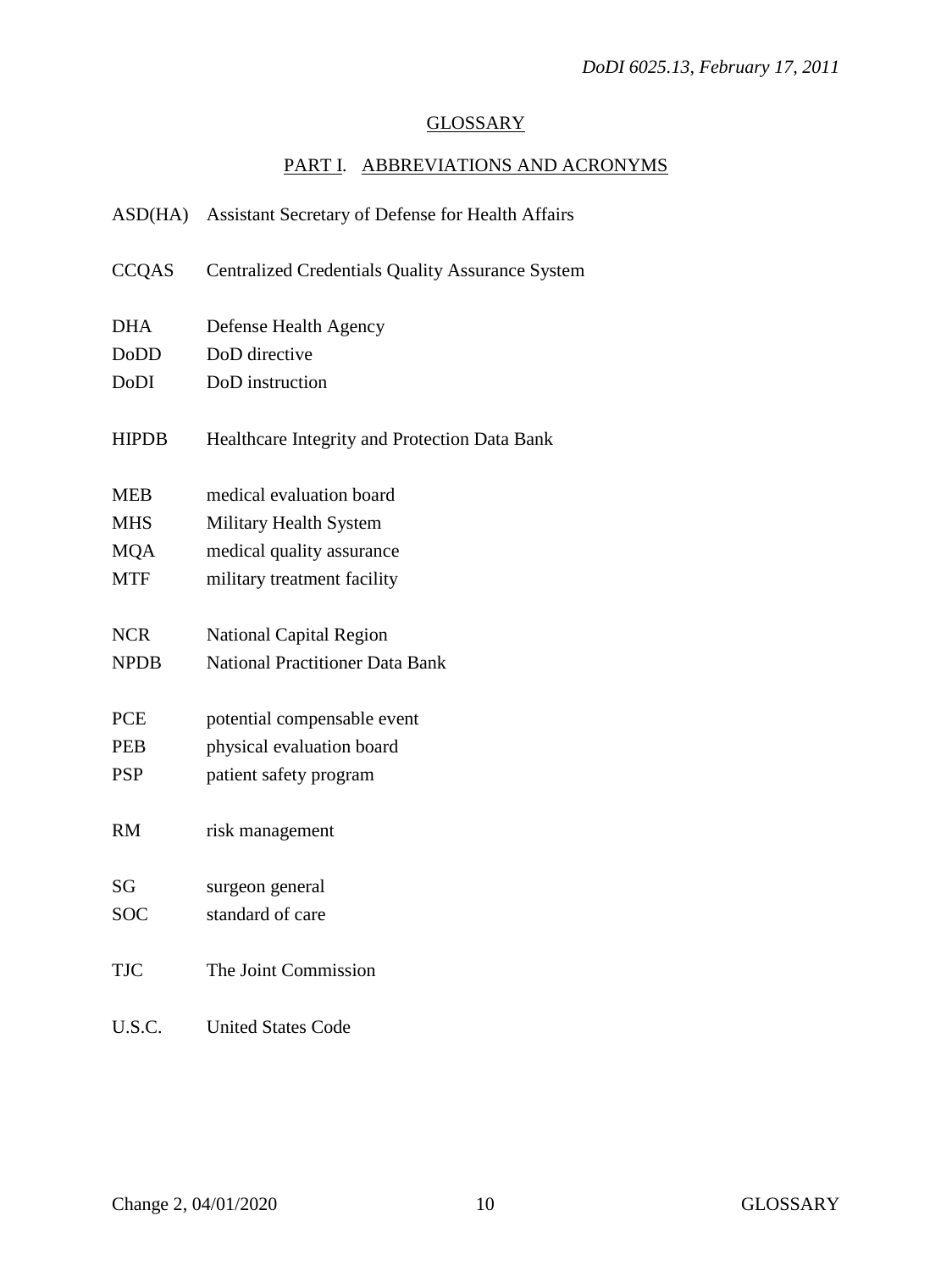## GLOSSARY

### PART I. ABBREVIATIONS AND ACRONYMS

| | |
|---|---|
| ASD(HA) | Assistant Secretary of Defense for Health Affairs |
| CCQAS | Centralized Credentials Quality Assurance System |
| DHA | Defense Health Agency |
| DoDD | DoD directive |
| DoDI | DoD instruction |
| HIPDB | Healthcare Integrity and Protection Data Bank |
| MEB | medical evaluation board |
| MHS | Military Health System |
| MQA | medical quality assurance |
| MTF | military treatment facility |
| NCR | National Capital Region |
| NPDB | National Practitioner Data Bank |
| PCE | potential compensable event |
| PEB | physical evaluation board |
| PSP | patient safety program |
| RM | risk management |
| SG | surgeon general |
| SOC | standard of care |
| TJC | The Joint Commission |
| U.S.C. | United States Code |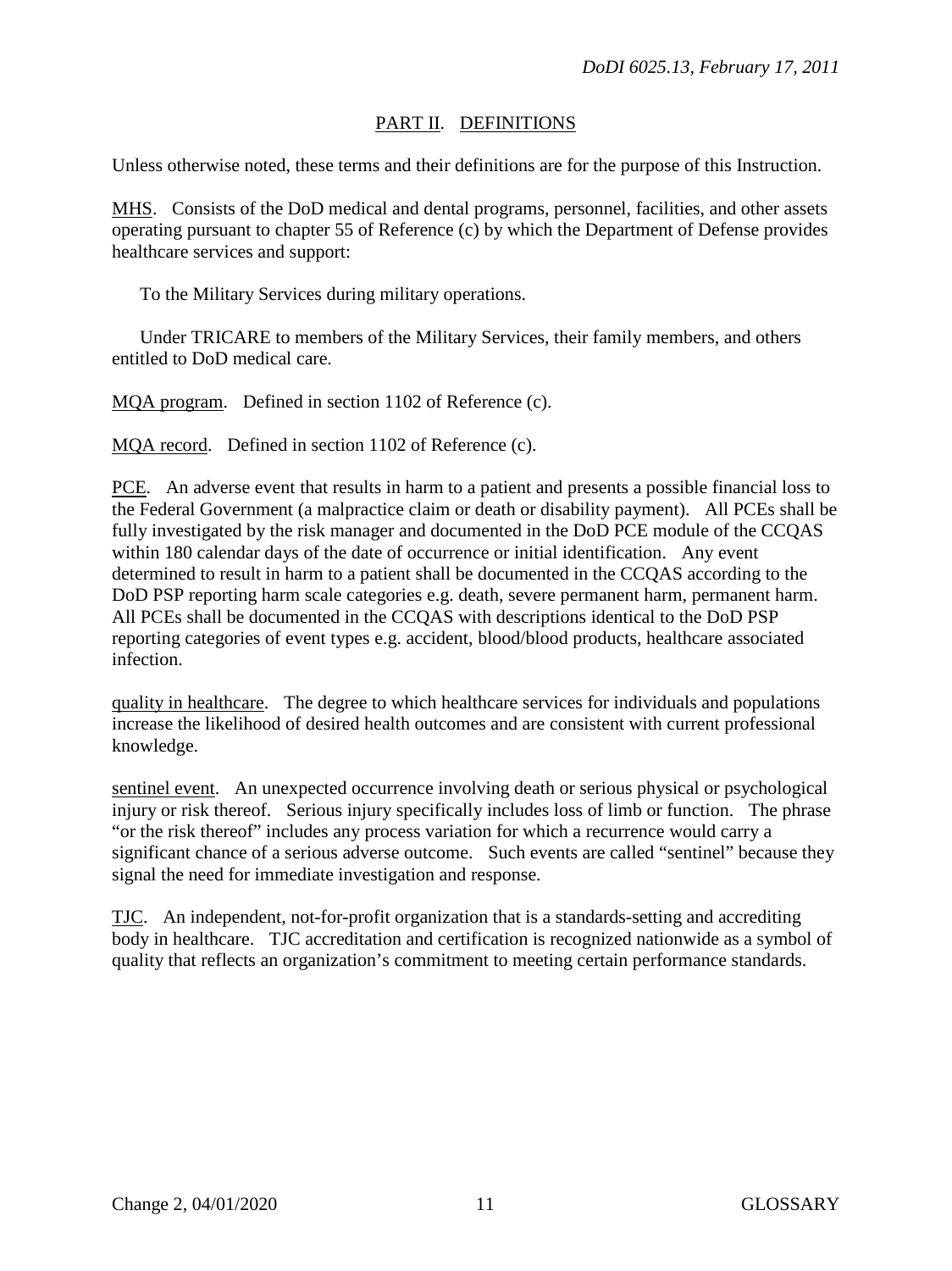## PART II. DEFINITIONS

Unless otherwise noted, these terms and their definitions are for the purpose of this Instruction.

MHS. Consists of the DoD medical and dental programs, personnel, facilities, and other assets operating pursuant to chapter 55 of Reference (c) by which the Department of Defense provides healthcare services and support:

To the Military Services during military operations.

Under TRICARE to members of the Military Services, their family members, and others entitled to DoD medical care.

MQA program. Defined in section 1102 of Reference (c).

MQA record. Defined in section 1102 of Reference (c).

PCE. An adverse event that results in harm to a patient and presents a possible financial loss to the Federal Government (a malpractice claim or death or disability payment). All PCEs shall be fully investigated by the risk manager and documented in the DoD PCE module of the CCQAS within 180 calendar days of the date of occurrence or initial identification. Any event determined to result in harm to a patient shall be documented in the CCQAS according to the DoD PSP reporting harm scale categories e.g. death, severe permanent harm, permanent harm. All PCEs shall be documented in the CCQAS with descriptions identical to the DoD PSP reporting categories of event types e.g. accident, blood/blood products, healthcare associated infection.

quality in healthcare. The degree to which healthcare services for individuals and populations increase the likelihood of desired health outcomes and are consistent with current professional knowledge.

sentinel event. An unexpected occurrence involving death or serious physical or psychological injury or risk thereof. Serious injury specifically includes loss of limb or function. The phrase "or the risk thereof" includes any process variation for which a recurrence would carry a significant chance of a serious adverse outcome. Such events are called "sentinel" because they signal the need for immediate investigation and response.

TJC. An independent, not-for-profit organization that is a standards-setting and accrediting body in healthcare. TJC accreditation and certification is recognized nationwide as a symbol of quality that reflects an organization's commitment to meeting certain performance standards.